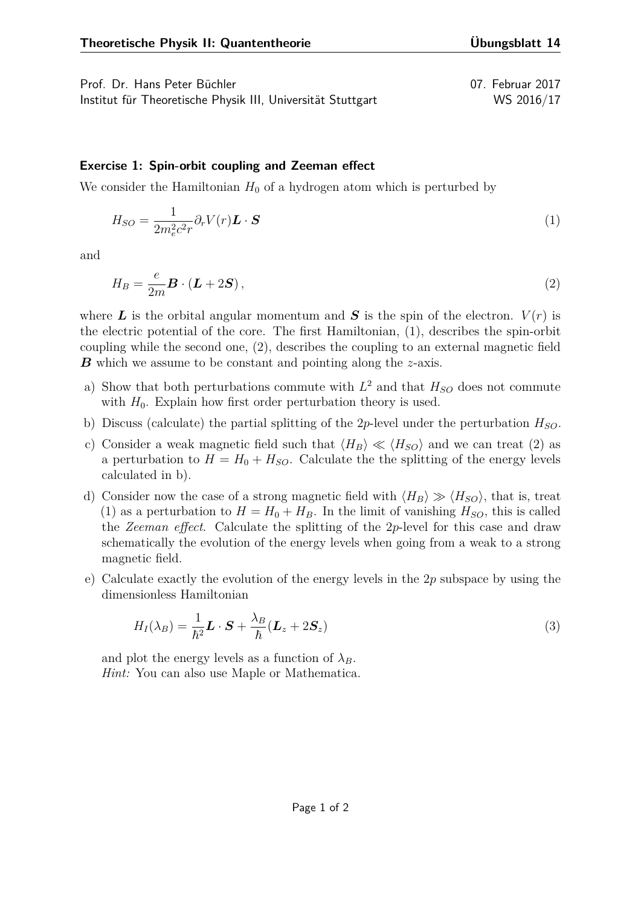**Theoretische Physik II: Quantentheorie** **Übungsblatt 14**

Prof. Dr. Hans Peter Büchler 07. Februar 2017
Institut für Theoretische Physik III, Universität Stuttgart WS 2016/17

### Exercise 1: Spin-orbit coupling and Zeeman effect

We consider the Hamiltonian $H_0$ of a hydrogen atom which is perturbed by

$$H_{SO} = \frac{1}{2m_e^2c^2r}\partial_r V(r)\boldsymbol{L}\cdot\boldsymbol{S} \tag{1}$$

and

$$H_B = \frac{e}{2m}\boldsymbol{B}\cdot(\boldsymbol{L}+2\boldsymbol{S}), \tag{2}$$

where $\boldsymbol{L}$ is the orbital angular momentum and $\boldsymbol{S}$ is the spin of the electron. $V(r)$ is the electric potential of the core. The first Hamiltonian, (1), describes the spin-orbit coupling while the second one, (2), describes the coupling to an external magnetic field $\boldsymbol{B}$ which we assume to be constant and pointing along the $z$-axis.

a) Show that both perturbations commute with $L^2$ and that $H_{SO}$ does not commute with $H_0$. Explain how first order perturbation theory is used.

b) Discuss (calculate) the partial splitting of the $2p$-level under the perturbation $H_{SO}$.

c) Consider a weak magnetic field such that $\langle H_B\rangle \ll \langle H_{SO}\rangle$ and we can treat (2) as a perturbation to $H = H_0 + H_{SO}$. Calculate the the splitting of the energy levels calculated in b).

d) Consider now the case of a strong magnetic field with $\langle H_B\rangle \gg \langle H_{SO}\rangle$, that is, treat (1) as a perturbation to $H = H_0 + H_B$. In the limit of vanishing $H_{SO}$, this is called the *Zeeman effect*. Calculate the splitting of the $2p$-level for this case and draw schematically the evolution of the energy levels when going from a weak to a strong magnetic field.

e) Calculate exactly the evolution of the energy levels in the $2p$ subspace by using the dimensionless Hamiltonian

$$H_I(\lambda_B) = \frac{1}{\hbar^2}\boldsymbol{L}\cdot\boldsymbol{S} + \frac{\lambda_B}{\hbar}(\boldsymbol{L}_z + 2\boldsymbol{S}_z) \tag{3}$$

and plot the energy levels as a function of $\lambda_B$.
*Hint:* You can also use Maple or Mathematica.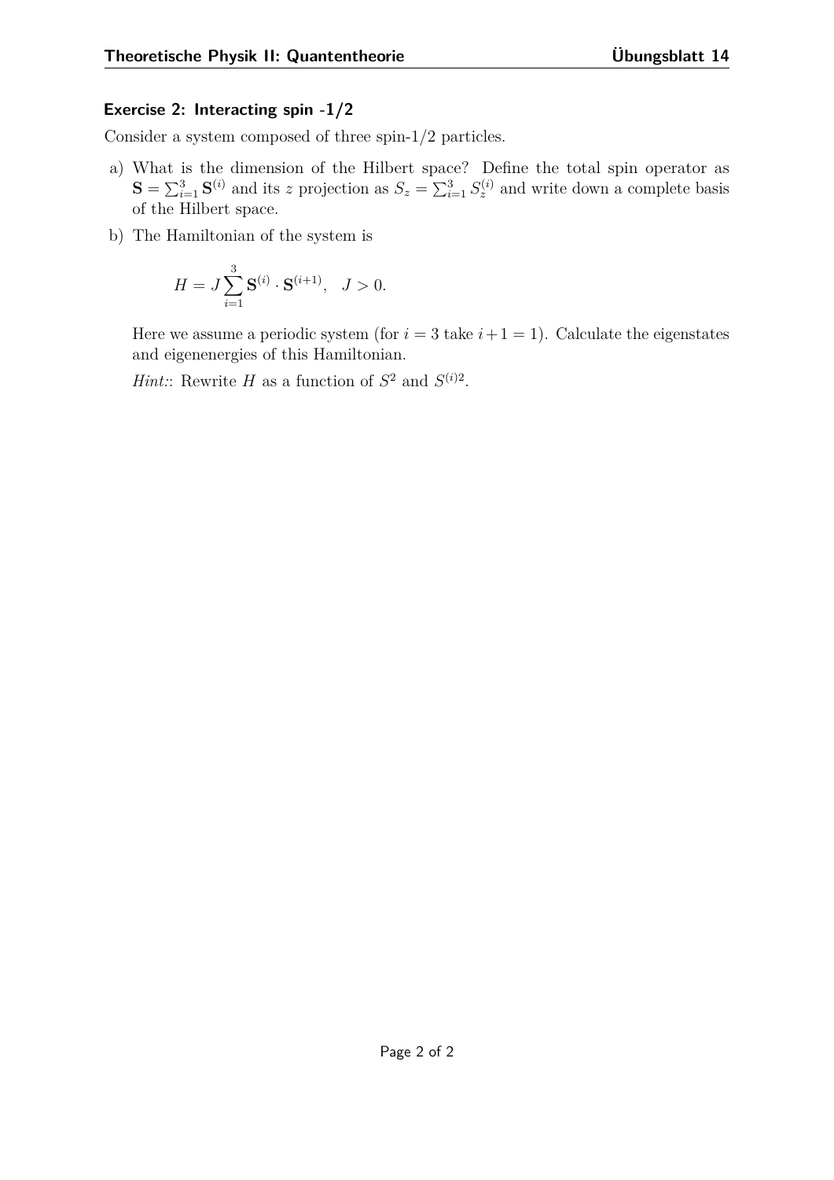### Exercise 2: Interacting spin -1/2

Consider a system composed of three spin-1/2 particles.

a) What is the dimension of the Hilbert space? Define the total spin operator as $\mathbf{S} = \sum_{i=1}^{3} \mathbf{S}^{(i)}$ and its $z$ projection as $S_z = \sum_{i=1}^{3} S_z^{(i)}$ and write down a complete basis of the Hilbert space.

b) The Hamiltonian of the system is

$$H = J \sum_{i=1}^{3} \mathbf{S}^{(i)} \cdot \mathbf{S}^{(i+1)}, \quad J > 0.$$

Here we assume a periodic system (for $i = 3$ take $i + 1 = 1$). Calculate the eigenstates and eigenenergies of this Hamiltonian.

*Hint:*: Rewrite $H$ as a function of $S^2$ and $S^{(i)2}$.